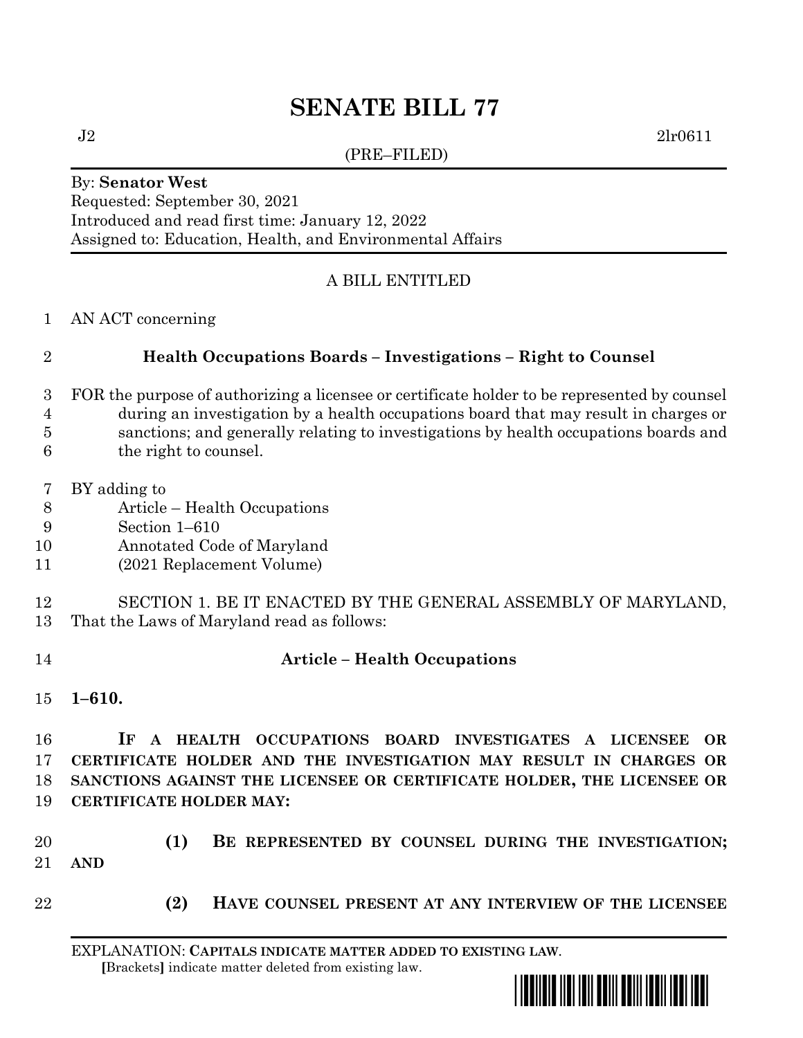# SENATE BILL 77

J2 2lr0611

(PRE–FILED)

By: **Senator West**
Requested: September 30, 2021
Introduced and read first time: January 12, 2022
Assigned to: Education, Health, and Environmental Affairs

A BILL ENTITLED

AN ACT concerning

**Health Occupations Boards – Investigations – Right to Counsel**

FOR the purpose of authorizing a licensee or certificate holder to be represented by counsel during an investigation by a health occupations board that may result in charges or sanctions; and generally relating to investigations by health occupations boards and the right to counsel.

BY adding to
Article – Health Occupations
Section 1–610
Annotated Code of Maryland
(2021 Replacement Volume)

SECTION 1. BE IT ENACTED BY THE GENERAL ASSEMBLY OF MARYLAND, That the Laws of Maryland read as follows:

**Article – Health Occupations**

**1–610.**

**IF A HEALTH OCCUPATIONS BOARD INVESTIGATES A LICENSEE OR CERTIFICATE HOLDER AND THE INVESTIGATION MAY RESULT IN CHARGES OR SANCTIONS AGAINST THE LICENSEE OR CERTIFICATE HOLDER, THE LICENSEE OR CERTIFICATE HOLDER MAY:**

**(1) BE REPRESENTED BY COUNSEL DURING THE INVESTIGATION; AND**

**(2) HAVE COUNSEL PRESENT AT ANY INTERVIEW OF THE LICENSEE**

EXPLANATION: **CAPITALS INDICATE MATTER ADDED TO EXISTING LAW.**
[Brackets] indicate matter deleted from existing law.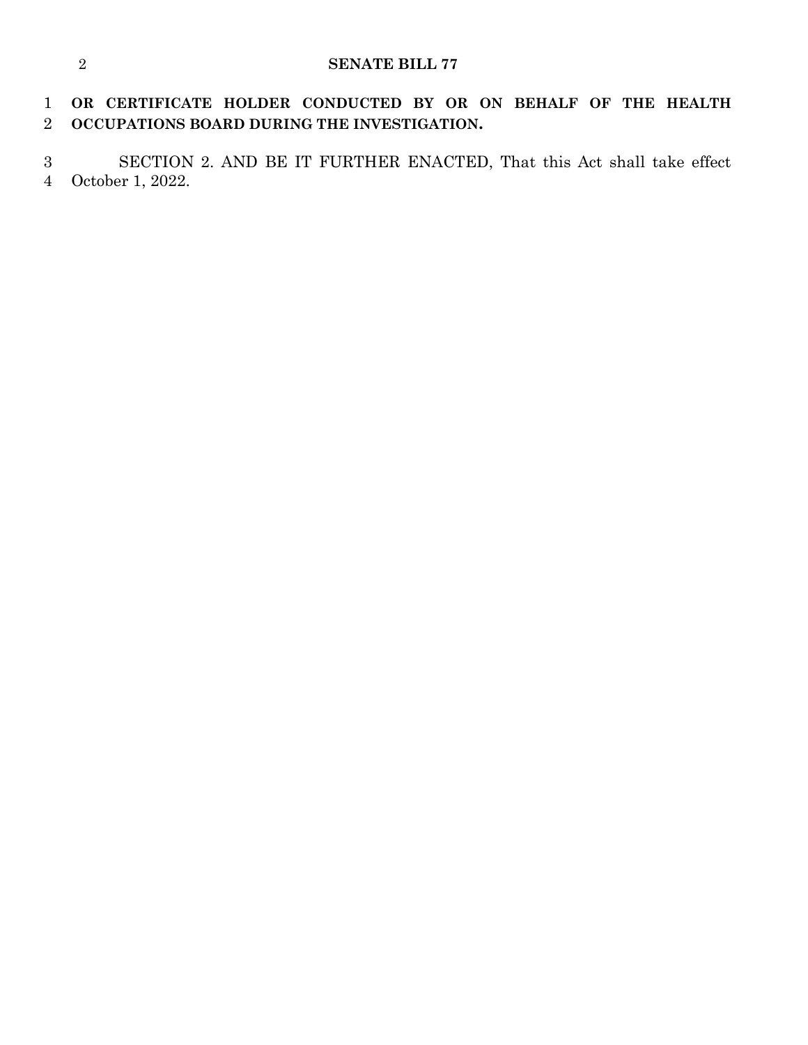**OR CERTIFICATE HOLDER CONDUCTED BY OR ON BEHALF OF THE HEALTH OCCUPATIONS BOARD DURING THE INVESTIGATION.**

SECTION 2. AND BE IT FURTHER ENACTED, That this Act shall take effect October 1, 2022.